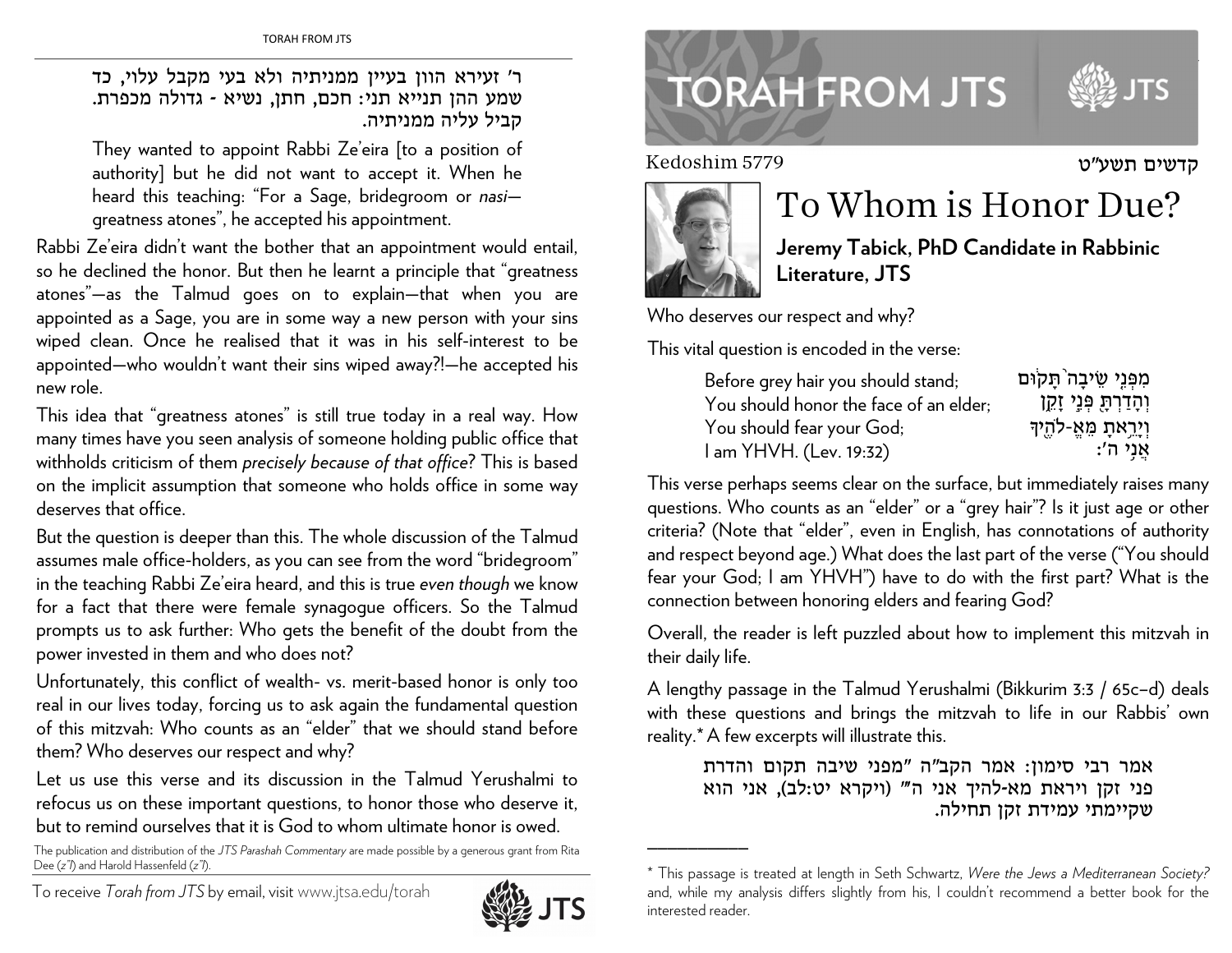# TORAH FROM JTS

Kedoshim 5779 קדשים תשע״ט

## To Whom is Honor Due?

**Jeremy Tabick, PhD Candidate in Rabbinic Literature, JTS**

Who deserves our respect and why?

This vital question is encoded in the verse:

| | |
|---|---|
| Before grey hair you should stand; | מִפְּנֵ֤י שֵׂיבָה֙ תָּק֔וּם |
| You should honor the face of an elder; | וְהָדַרְתָּ֖ פְּנֵ֣י זָקֵ֑ן |
| You should fear your God; | וְיָרֵ֥אתָ מֵּאֱ-לֹהֶ֖יךָ |
| I am YHVH. (Lev. 19:32) | אֲנִ֥י ה׳: |

This verse perhaps seems clear on the surface, but immediately raises many questions. Who counts as an "elder" or a "grey hair"? Is it just age or other criteria? (Note that "elder", even in English, has connotations of authority and respect beyond age.) What does the last part of the verse ("You should fear your God; I am YHVH") have to do with the first part? What is the connection between honoring elders and fearing God?

Overall, the reader is left puzzled about how to implement this mitzvah in their daily life.

A lengthy passage in the Talmud Yerushalmi (Bikkurim 3:3 / 65c–d) deals with these questions and brings the mitzvah to life in our Rabbis' own reality.* A few excerpts will illustrate this.

> אמר רבי סימון: אמר הקב״ה "מפני שיבה תקום והדרת פני זקן ויראת מא-להיך אני ה'" (ויקרא יט:לב), אני הוא שקיימתי עמידת זקן תחילה.

---

\* This passage is treated at length in Seth Schwartz, *Were the Jews a Mediterranean Society?* and, while my analysis differs slightly from his, I couldn't recommend a better book for the interested reader.

---

> ר' זעירא הוון בעיין ממניתיה ולא בעי מקבל עלוי, כד שמע ההן תנייא תני: חכם, חתן, נשיא - גדולה מכפרת. קביל עליה ממניתיה.
>
> They wanted to appoint Rabbi Ze'eira [to a position of authority] but he did not want to accept it. When he heard this teaching: "For a Sage, bridegroom or *nasi*—greatness atones", he accepted his appointment.

Rabbi Ze'eira didn't want the bother that an appointment would entail, so he declined the honor. But then he learnt a principle that "greatness atones"—as the Talmud goes on to explain—that when you are appointed as a Sage, you are in some way a new person with your sins wiped clean. Once he realised that it was in his self-interest to be appointed—who wouldn't want their sins wiped away?!—he accepted his new role.

This idea that "greatness atones" is still true today in a real way. How many times have you seen analysis of someone holding public office that withholds criticism of them *precisely because of that office*? This is based on the implicit assumption that someone who holds office in some way deserves that office.

But the question is deeper than this. The whole discussion of the Talmud assumes male office-holders, as you can see from the word "bridegroom" in the teaching Rabbi Ze'eira heard, and this is true *even though* we know for a fact that there were female synagogue officers. So the Talmud prompts us to ask further: Who gets the benefit of the doubt from the power invested in them and who does not?

Unfortunately, this conflict of wealth- vs. merit-based honor is only too real in our lives today, forcing us to ask again the fundamental question of this mitzvah: Who counts as an "elder" that we should stand before them? Who deserves our respect and why?

Let us use this verse and its discussion in the Talmud Yerushalmi to refocus us on these important questions, to honor those who deserve it, but to remind ourselves that it is God to whom ultimate honor is owed.

The publication and distribution of the *JTS Parashah Commentary* are made possible by a generous grant from Rita Dee (*z"l*) and Harold Hassenfeld (*z"l*).

To receive *Torah from JTS* by email, visit www.jtsa.edu/torah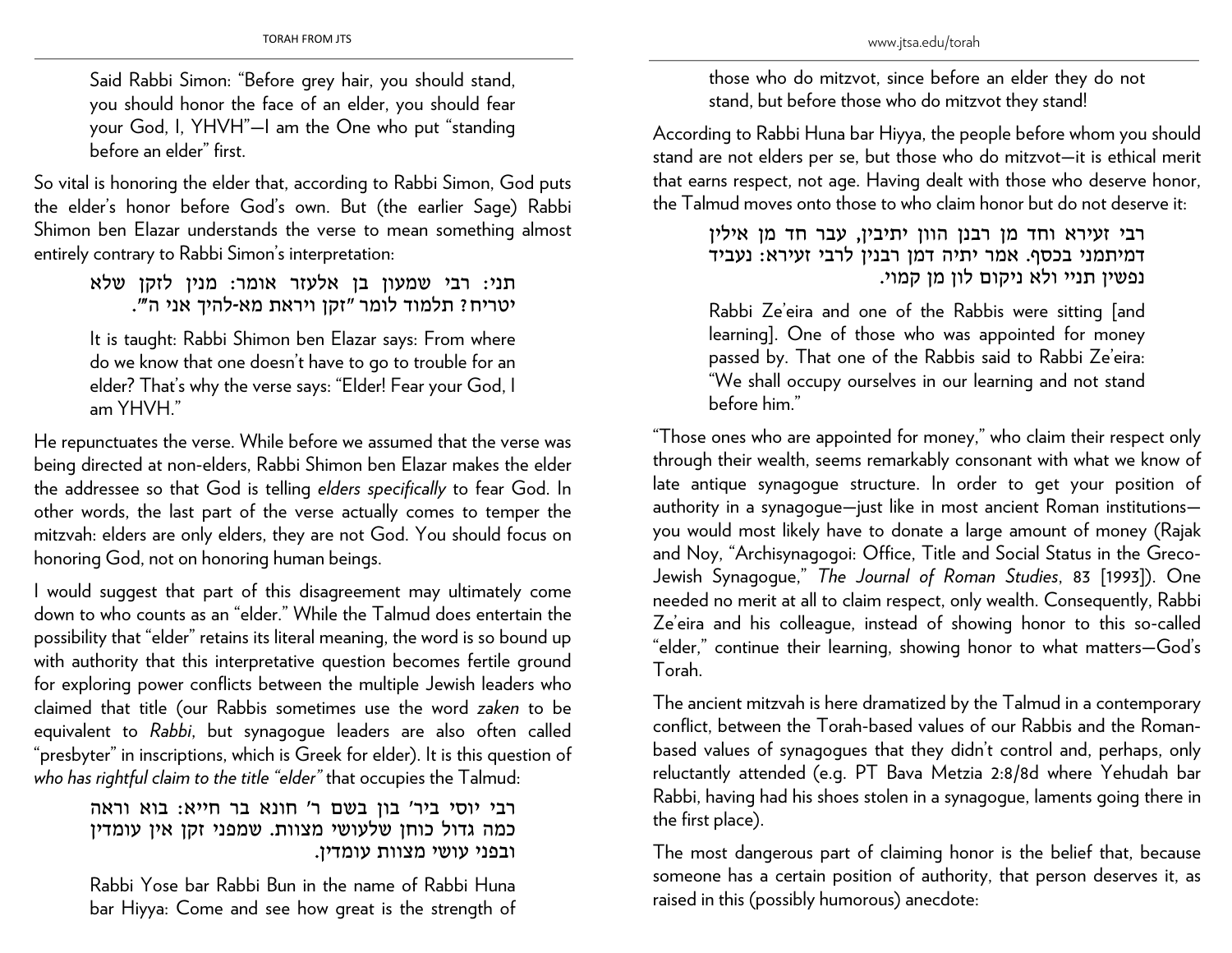Said Rabbi Simon: "Before grey hair, you should stand, you should honor the face of an elder, you should fear your God, I, YHVH"—I am the One who put "standing before an elder" first.

So vital is honoring the elder that, according to Rabbi Simon, God puts the elder's honor before God's own. But (the earlier Sage) Rabbi Shimon ben Elazar understands the verse to mean something almost entirely contrary to Rabbi Simon's interpretation:

> תני: רבי שמעון בן אלעזר אומר: מנין לזקן שלא יטריח? תלמוד לומר "זקן ויראת מא-להיך אני ה'".
>
> It is taught: Rabbi Shimon ben Elazar says: From where do we know that one doesn't have to go to trouble for an elder? That's why the verse says: "Elder! Fear your God, I am YHVH."

He repunctuates the verse. While before we assumed that the verse was being directed at non-elders, Rabbi Shimon ben Elazar makes the elder the addressee so that God is telling *elders specifically* to fear God. In other words, the last part of the verse actually comes to temper the mitzvah: elders are only elders, they are not God. You should focus on honoring God, not on honoring human beings.

I would suggest that part of this disagreement may ultimately come down to who counts as an "elder." While the Talmud does entertain the possibility that "elder" retains its literal meaning, the word is so bound up with authority that this interpretative question becomes fertile ground for exploring power conflicts between the multiple Jewish leaders who claimed that title (our Rabbis sometimes use the word *zaken* to be equivalent to *Rabbi*, but synagogue leaders are also often called "presbyter" in inscriptions, which is Greek for elder). It is this question of *who has rightful claim to the title "elder"* that occupies the Talmud:

> רבי יוסי ביר' בון בשם ר' חונא בר חייא: בוא וראה כמה גדול כוחן שלעושי מצוות. שמפני זקן אין עומדין ובפני עושי מצוות עומדין.
>
> Rabbi Yose bar Rabbi Bun in the name of Rabbi Huna bar Hiyya: Come and see how great is the strength of those who do mitzvot, since before an elder they do not stand, but before those who do mitzvot they stand!

According to Rabbi Huna bar Hiyya, the people before whom you should stand are not elders per se, but those who do mitzvot—it is ethical merit that earns respect, not age. Having dealt with those who deserve honor, the Talmud moves onto those to who claim honor but do not deserve it:

> רבי זעירא וחד מן רבנן הוון יתיבין, עבר חד מן אילין דמיתמני בכסף. אמר יתיה דמן רבנין לרבי זעירא: נעביד נפשין תניי ולא ניקום לון מן קמוי.
>
> Rabbi Ze'eira and one of the Rabbis were sitting [and learning]. One of those who was appointed for money passed by. That one of the Rabbis said to Rabbi Ze'eira: "We shall occupy ourselves in our learning and not stand before him."

"Those ones who are appointed for money," who claim their respect only through their wealth, seems remarkably consonant with what we know of late antique synagogue structure. In order to get your position of authority in a synagogue—just like in most ancient Roman institutions—you would most likely have to donate a large amount of money (Rajak and Noy, "Archisynagogoi: Office, Title and Social Status in the Greco-Jewish Synagogue," *The Journal of Roman Studies*, 83 [1993]). One needed no merit at all to claim respect, only wealth. Consequently, Rabbi Ze'eira and his colleague, instead of showing honor to this so-called "elder," continue their learning, showing honor to what matters—God's Torah.

The ancient mitzvah is here dramatized by the Talmud in a contemporary conflict, between the Torah-based values of our Rabbis and the Roman-based values of synagogues that they didn't control and, perhaps, only reluctantly attended (e.g. PT Bava Metzia 2:8/8d where Yehudah bar Rabbi, having had his shoes stolen in a synagogue, laments going there in the first place).

The most dangerous part of claiming honor is the belief that, because someone has a certain position of authority, that person deserves it, as raised in this (possibly humorous) anecdote: